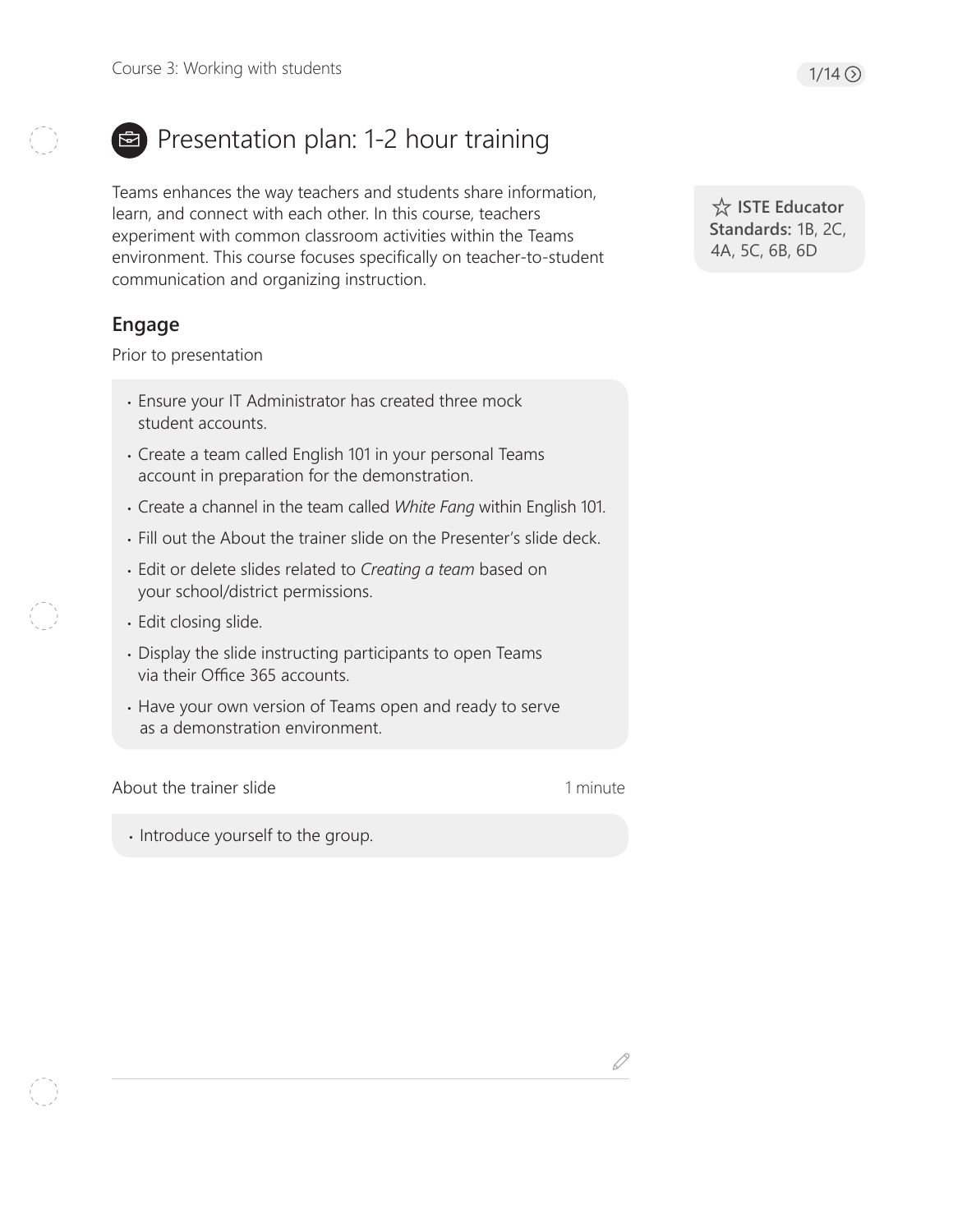# Presentation plan: 1-2 hour training

Teams enhances the way teachers and students share information, learn, and connect with each other. In this course, teachers experiment with common classroom activities within the Teams environment. This course focuses specifically on teacher-to-student communication and organizing instruction.

☆ **ISTE Educator Standards:** 1B, 2C, 4A, 5C, 6B, 6D

## Engage

Prior to presentation

- Ensure your IT Administrator has created three mock student accounts.
- Create a team called English 101 in your personal Teams account in preparation for the demonstration.
- Create a channel in the team called *White Fang* within English 101.
- Fill out the About the trainer slide on the Presenter's slide deck.
- Edit or delete slides related to *Creating a team* based on your school/district permissions.
- Edit closing slide.
- Display the slide instructing participants to open Teams via their Office 365 accounts.
- Have your own version of Teams open and ready to serve as a demonstration environment.

About the trainer slide — 1 minute

- Introduce yourself to the group.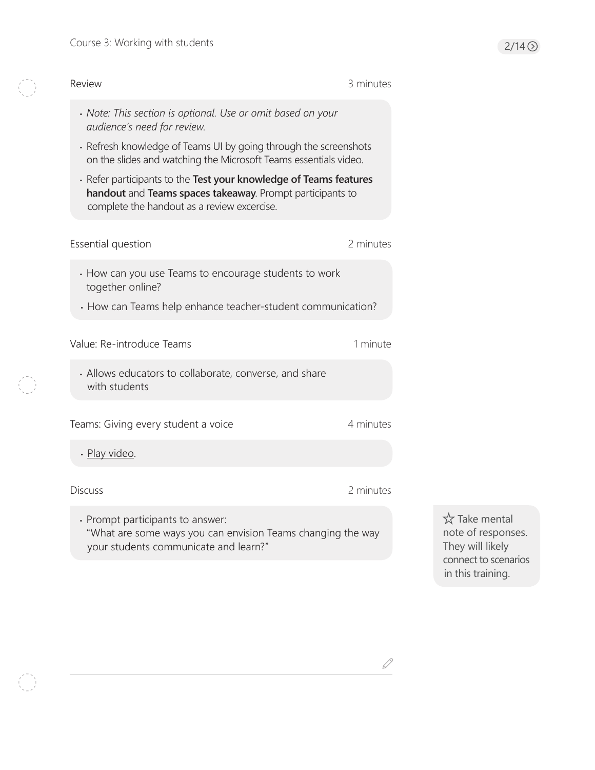## Review — 3 minutes

- *Note: This section is optional. Use or omit based on your audience's need for review.*
- Refresh knowledge of Teams UI by going through the screenshots on the slides and watching the Microsoft Teams essentials video.
- Refer participants to the **Test your knowledge of Teams features handout** and **Teams spaces takeaway**. Prompt participants to complete the handout as a review excercise.

## Essential question — 2 minutes

- How can you use Teams to encourage students to work together online?
- How can Teams help enhance teacher-student communication?

## Value: Re-introduce Teams — 1 minute

- Allows educators to collaborate, converse, and share with students

## Teams: Giving every student a voice — 4 minutes

- Play video.

## Discuss — 2 minutes

- Prompt participants to answer: "What are some ways you can envision Teams changing the way your students communicate and learn?"

☆ Take mental note of responses. They will likely connect to scenarios in this training.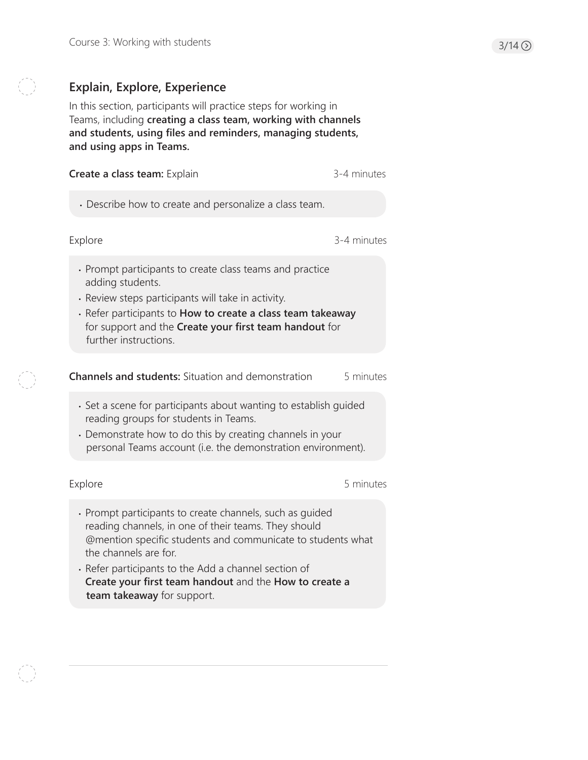## Explain, Explore, Experience

In this section, participants will practice steps for working in Teams, including **creating a class team, working with channels and students, using files and reminders, managing students, and using apps in Teams.**

**Create a class team:** Explain — 3-4 minutes

- Describe how to create and personalize a class team.

Explore — 3-4 minutes

- Prompt participants to create class teams and practice adding students.
- Review steps participants will take in activity.
- Refer participants to **How to create a class team takeaway** for support and the **Create your first team handout** for further instructions.

**Channels and students:** Situation and demonstration — 5 minutes

- Set a scene for participants about wanting to establish guided reading groups for students in Teams.
- Demonstrate how to do this by creating channels in your personal Teams account (i.e. the demonstration environment).

Explore — 5 minutes

- Prompt participants to create channels, such as guided reading channels, in one of their teams. They should @mention specific students and communicate to students what the channels are for.
- Refer participants to the Add a channel section of **Create your first team handout** and the **How to create a team takeaway** for support.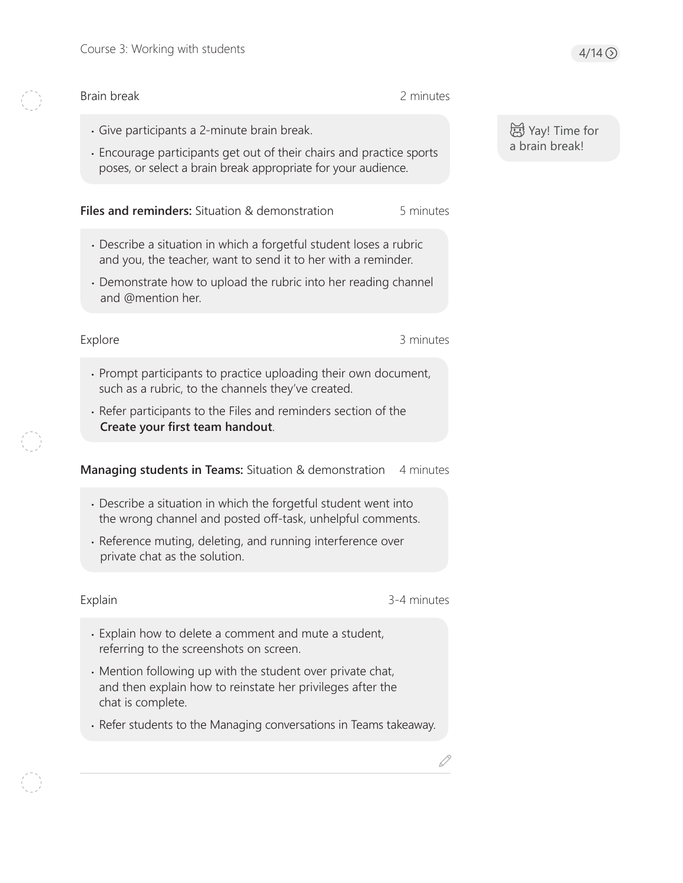### Brain break — 2 minutes

- Give participants a 2-minute brain break.
- Encourage participants get out of their chairs and practice sports poses, or select a brain break appropriate for your audience.

Yay! Time for a brain break!

### **Files and reminders:** Situation & demonstration — 5 minutes

- Describe a situation in which a forgetful student loses a rubric and you, the teacher, want to send it to her with a reminder.
- Demonstrate how to upload the rubric into her reading channel and @mention her.

### Explore — 3 minutes

- Prompt participants to practice uploading their own document, such as a rubric, to the channels they've created.
- Refer participants to the Files and reminders section of the **Create your first team handout**.

### **Managing students in Teams:** Situation & demonstration — 4 minutes

- Describe a situation in which the forgetful student went into the wrong channel and posted off-task, unhelpful comments.
- Reference muting, deleting, and running interference over private chat as the solution.

### Explain — 3-4 minutes

- Explain how to delete a comment and mute a student, referring to the screenshots on screen.
- Mention following up with the student over private chat, and then explain how to reinstate her privileges after the chat is complete.
- Refer students to the Managing conversations in Teams takeaway.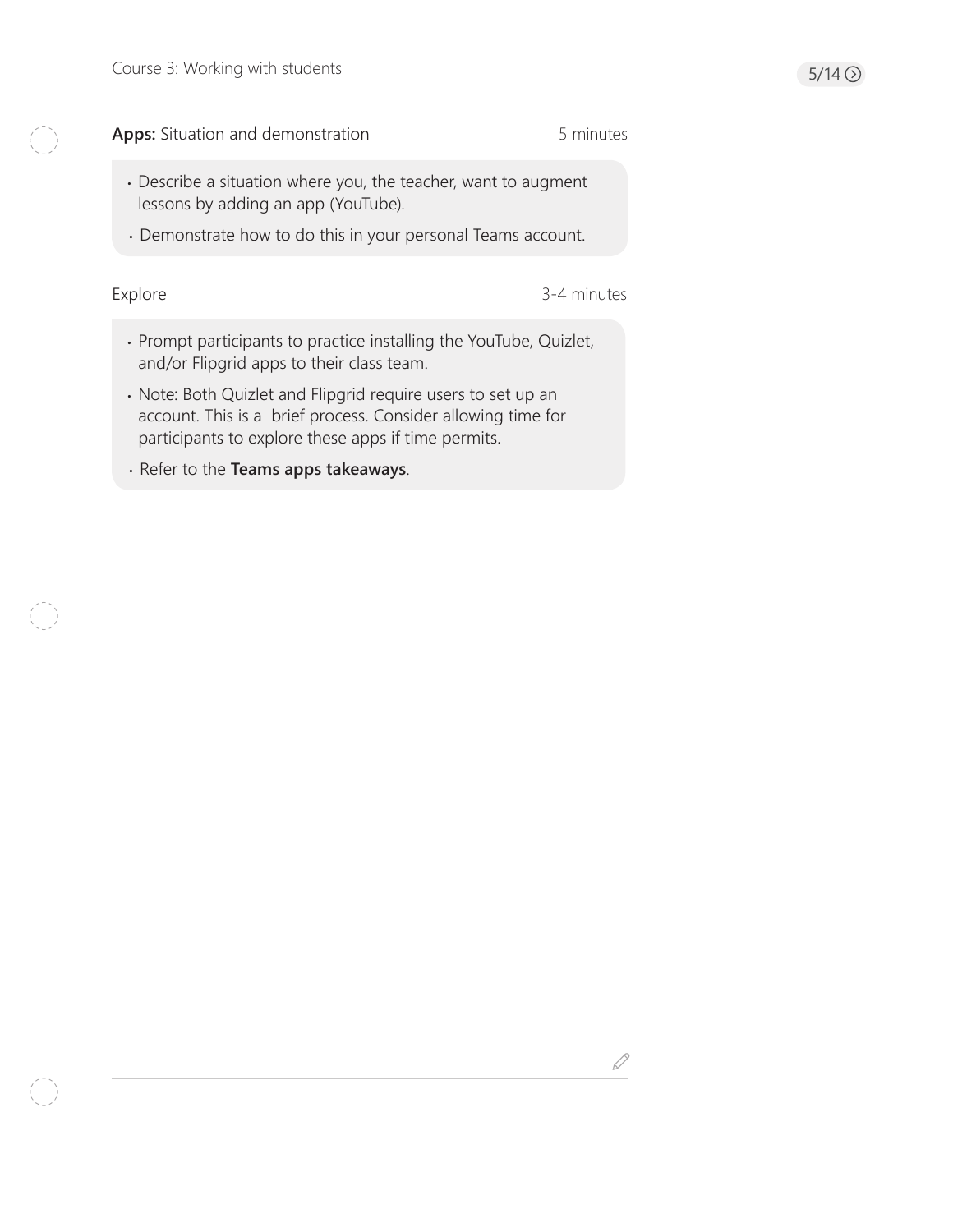**Apps:** Situation and demonstration — 5 minutes

- Describe a situation where you, the teacher, want to augment lessons by adding an app (YouTube).
- Demonstrate how to do this in your personal Teams account.

Explore — 3-4 minutes

- Prompt participants to practice installing the YouTube, Quizlet, and/or Flipgrid apps to their class team.
- Note: Both Quizlet and Flipgrid require users to set up an account. This is a brief process. Consider allowing time for participants to explore these apps if time permits.
- Refer to the **Teams apps takeaways**.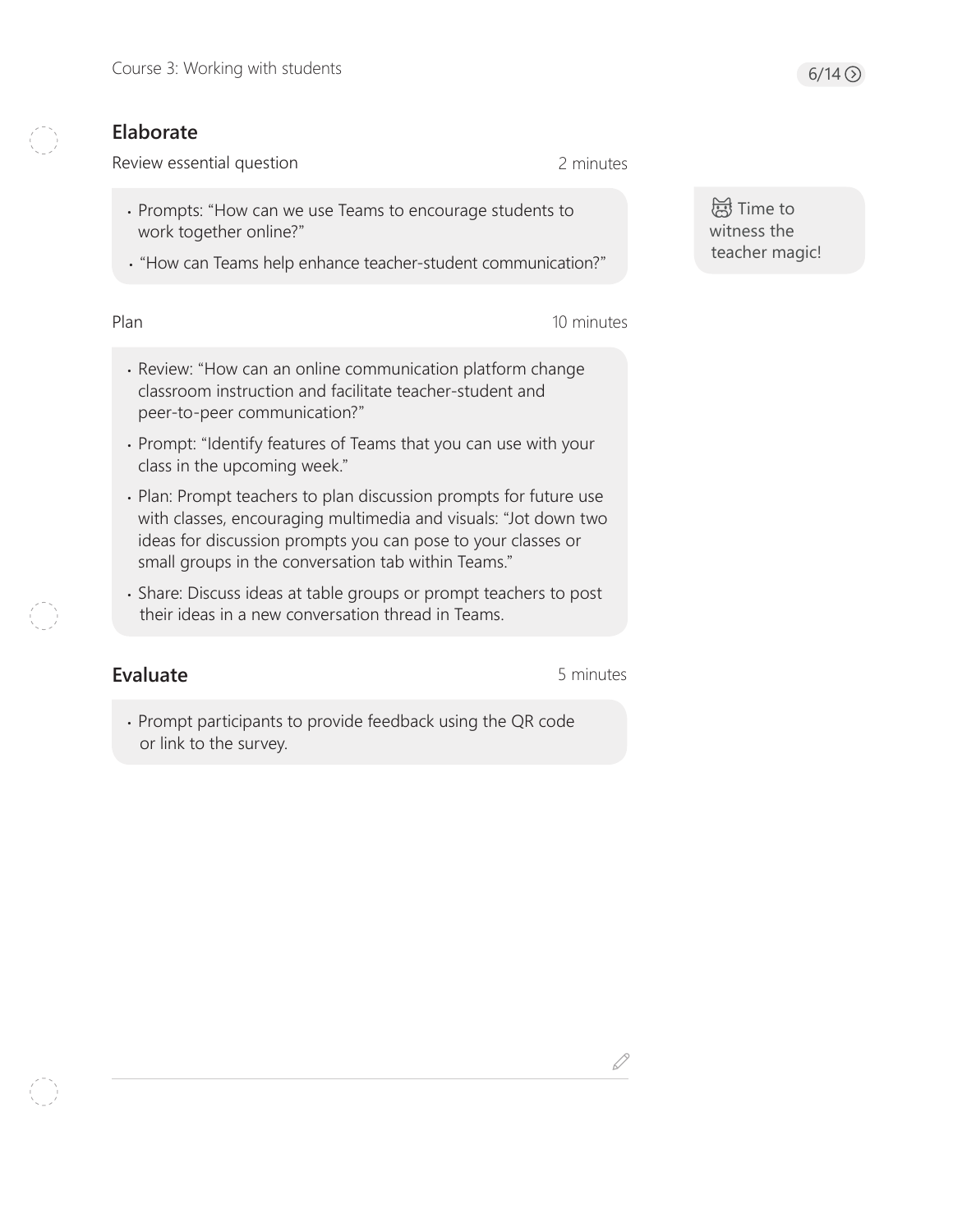## Elaborate

Review essential question — 2 minutes

- Prompts: “How can we use Teams to encourage students to work together online?”
- “How can Teams help enhance teacher-student communication?”

Time to witness the teacher magic!

Plan — 10 minutes

- Review: “How can an online communication platform change classroom instruction and facilitate teacher-student and peer-to-peer communication?”
- Prompt: “Identify features of Teams that you can use with your class in the upcoming week.”
- Plan: Prompt teachers to plan discussion prompts for future use with classes, encouraging multimedia and visuals: “Jot down two ideas for discussion prompts you can pose to your classes or small groups in the conversation tab within Teams.”
- Share: Discuss ideas at table groups or prompt teachers to post their ideas in a new conversation thread in Teams.

## Evaluate

5 minutes

- Prompt participants to provide feedback using the QR code or link to the survey.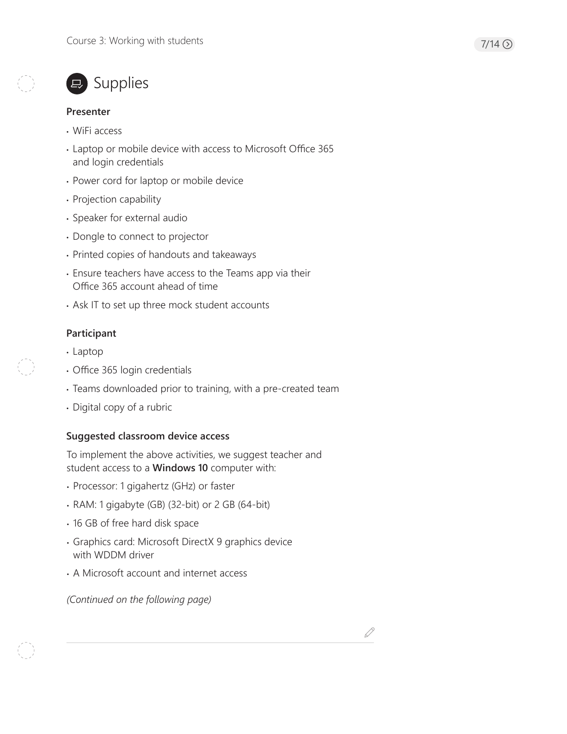## Supplies

### Presenter

- WiFi access
- Laptop or mobile device with access to Microsoft Office 365 and login credentials
- Power cord for laptop or mobile device
- Projection capability
- Speaker for external audio
- Dongle to connect to projector
- Printed copies of handouts and takeaways
- Ensure teachers have access to the Teams app via their Office 365 account ahead of time
- Ask IT to set up three mock student accounts

### Participant

- Laptop
- Office 365 login credentials
- Teams downloaded prior to training, with a pre-created team
- Digital copy of a rubric

### Suggested classroom device access

To implement the above activities, we suggest teacher and student access to a **Windows 10** computer with:

- Processor: 1 gigahertz (GHz) or faster
- RAM: 1 gigabyte (GB) (32-bit) or 2 GB (64-bit)
- 16 GB of free hard disk space
- Graphics card: Microsoft DirectX 9 graphics device with WDDM driver
- A Microsoft account and internet access

*(Continued on the following page)*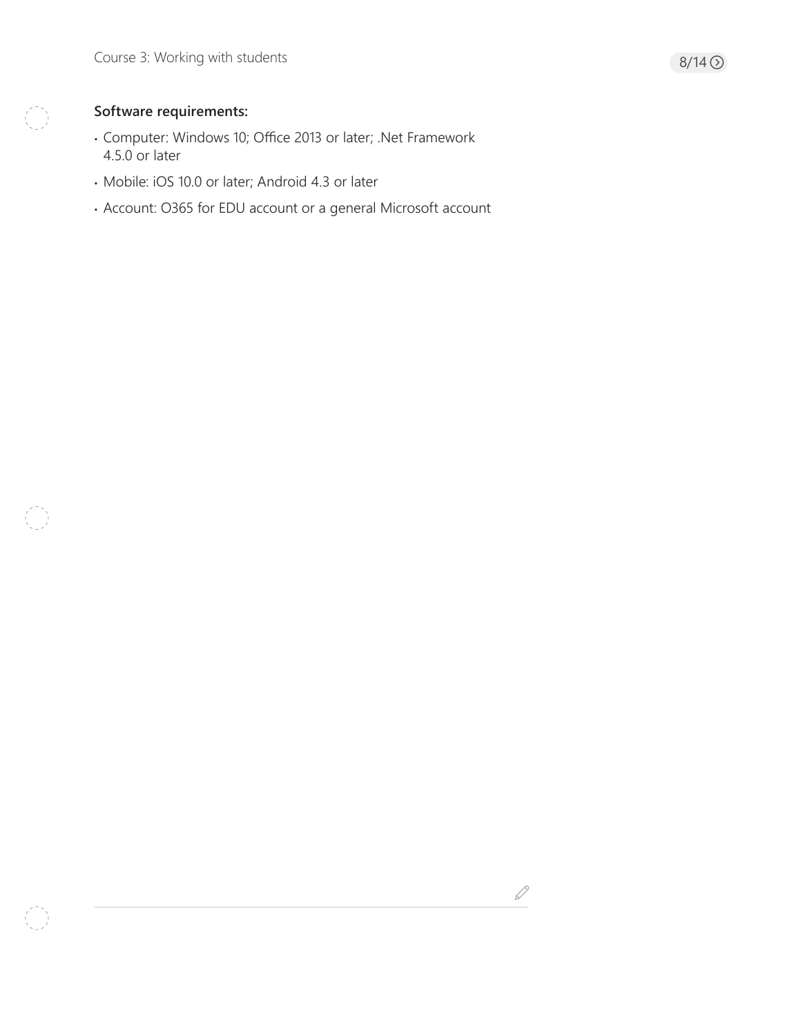**Software requirements:**

- Computer: Windows 10; Office 2013 or later; .Net Framework 4.5.0 or later
- Mobile: iOS 10.0 or later; Android 4.3 or later
- Account: O365 for EDU account or a general Microsoft account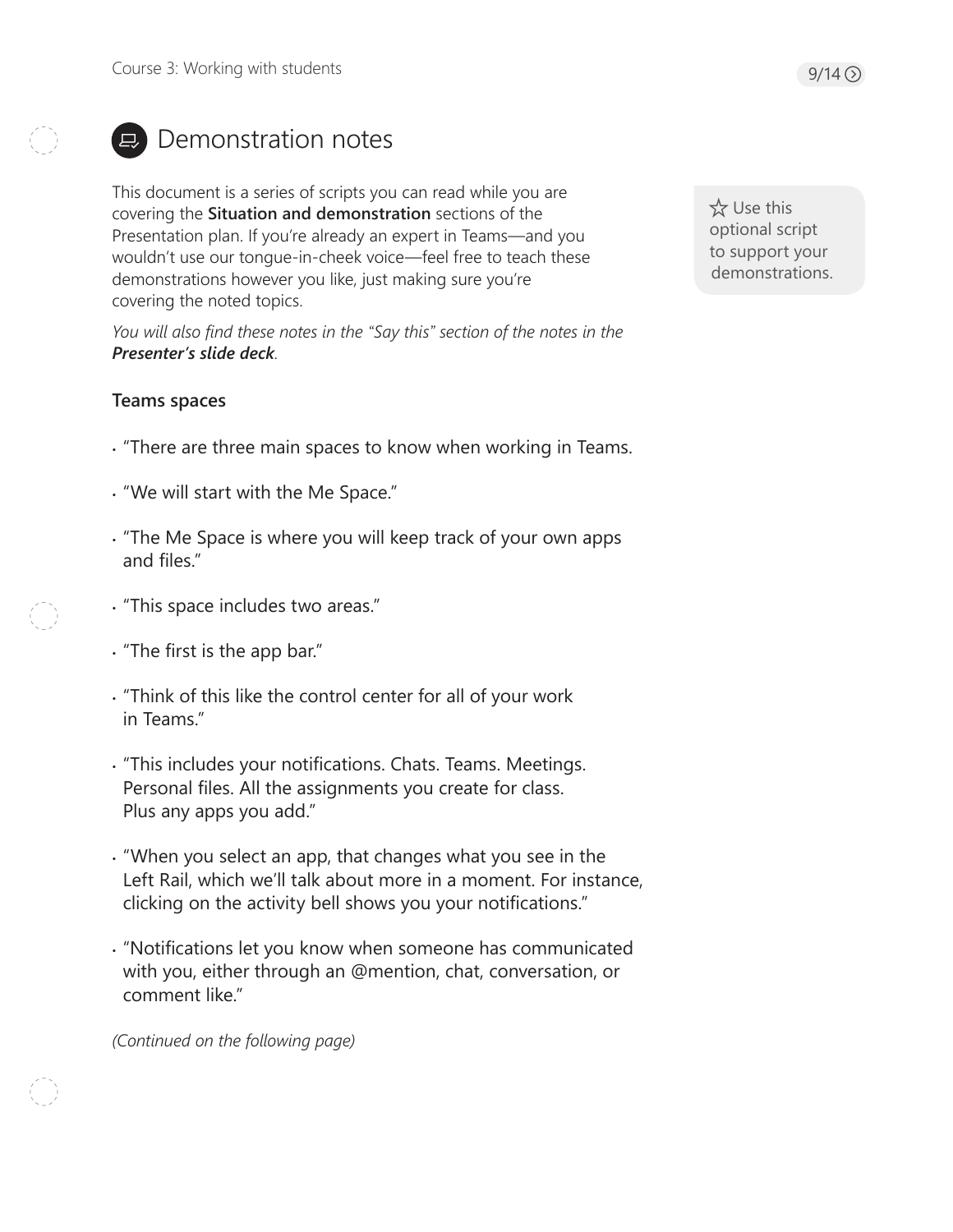# Demonstration notes

This document is a series of scripts you can read while you are covering the **Situation and demonstration** sections of the Presentation plan. If you're already an expert in Teams—and you wouldn't use our tongue-in-cheek voice—feel free to teach these demonstrations however you like, just making sure you're covering the noted topics.

*You will also find these notes in the "Say this" section of the notes in the* ***Presenter's slide deck****.*

☆ Use this optional script to support your demonstrations.

**Teams spaces**

- "There are three main spaces to know when working in Teams.
- "We will start with the Me Space."
- "The Me Space is where you will keep track of your own apps and files."
- "This space includes two areas."
- "The first is the app bar."
- "Think of this like the control center for all of your work in Teams."
- "This includes your notifications. Chats. Teams. Meetings. Personal files. All the assignments you create for class. Plus any apps you add."
- "When you select an app, that changes what you see in the Left Rail, which we'll talk about more in a moment. For instance, clicking on the activity bell shows you your notifications."
- "Notifications let you know when someone has communicated with you, either through an @mention, chat, conversation, or comment like."

*(Continued on the following page)*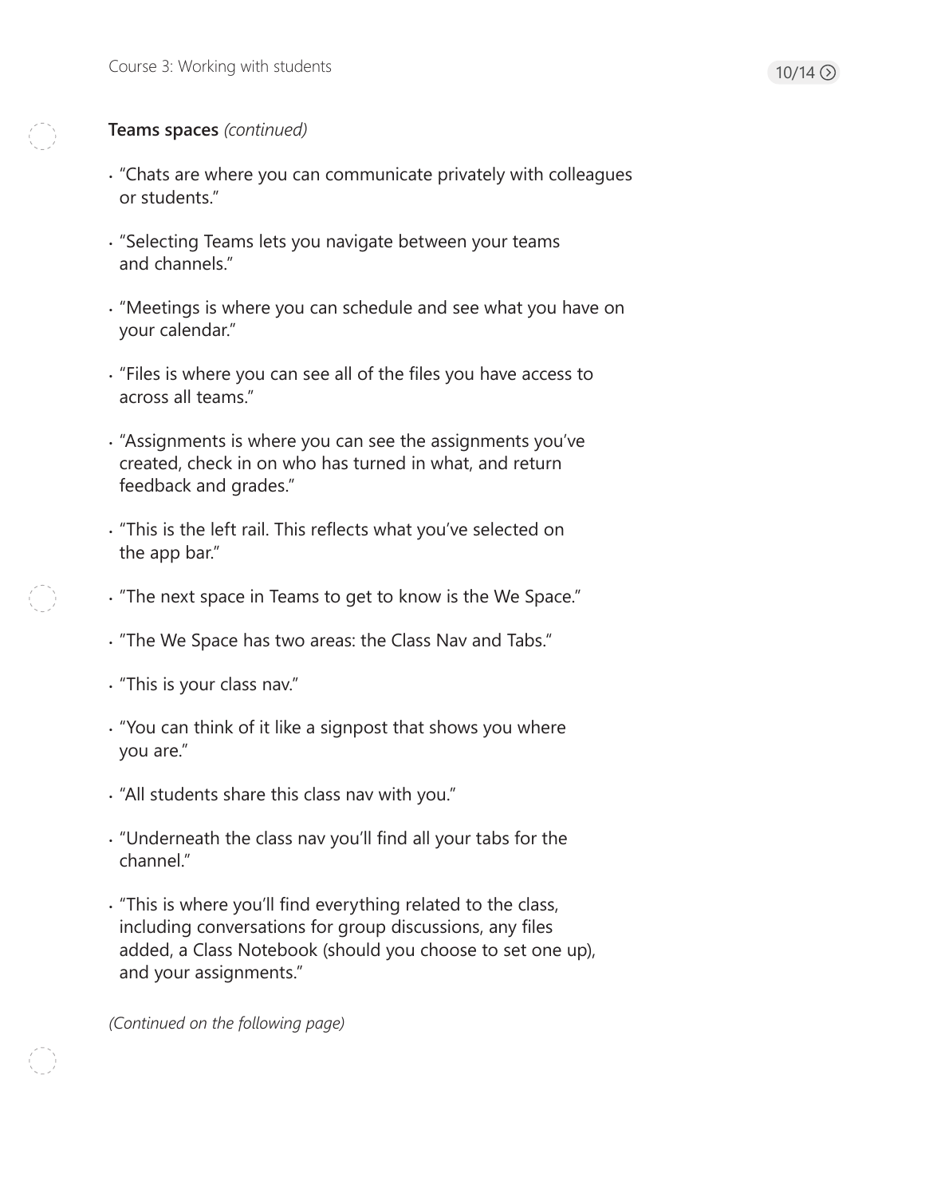**Teams spaces** *(continued)*

- "Chats are where you can communicate privately with colleagues or students."
- "Selecting Teams lets you navigate between your teams and channels."
- "Meetings is where you can schedule and see what you have on your calendar."
- "Files is where you can see all of the files you have access to across all teams."
- "Assignments is where you can see the assignments you've created, check in on who has turned in what, and return feedback and grades."
- "This is the left rail. This reflects what you've selected on the app bar."
- "The next space in Teams to get to know is the We Space."
- "The We Space has two areas: the Class Nav and Tabs."
- "This is your class nav."
- "You can think of it like a signpost that shows you where you are."
- "All students share this class nav with you."
- "Underneath the class nav you'll find all your tabs for the channel."
- "This is where you'll find everything related to the class, including conversations for group discussions, any files added, a Class Notebook (should you choose to set one up), and your assignments."

*(Continued on the following page)*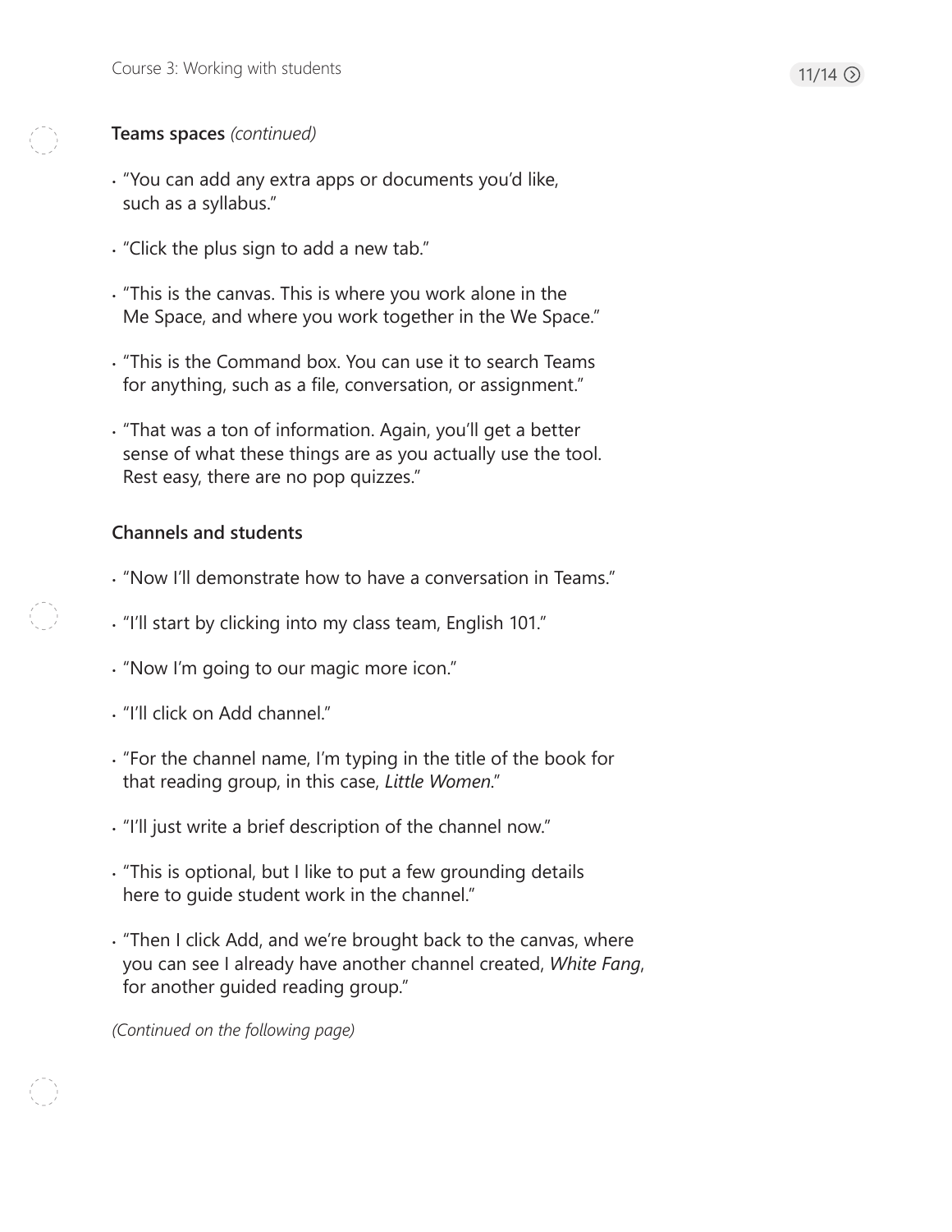**Teams spaces** *(continued)*

- "You can add any extra apps or documents you'd like, such as a syllabus."
- "Click the plus sign to add a new tab."
- "This is the canvas. This is where you work alone in the Me Space, and where you work together in the We Space."
- "This is the Command box. You can use it to search Teams for anything, such as a file, conversation, or assignment."
- "That was a ton of information. Again, you'll get a better sense of what these things are as you actually use the tool. Rest easy, there are no pop quizzes."

**Channels and students**

- "Now I'll demonstrate how to have a conversation in Teams."
- "I'll start by clicking into my class team, English 101."
- "Now I'm going to our magic more icon."
- "I'll click on Add channel."
- "For the channel name, I'm typing in the title of the book for that reading group, in this case, *Little Women*."
- "I'll just write a brief description of the channel now."
- "This is optional, but I like to put a few grounding details here to guide student work in the channel."
- "Then I click Add, and we're brought back to the canvas, where you can see I already have another channel created, *White Fang*, for another guided reading group."

*(Continued on the following page)*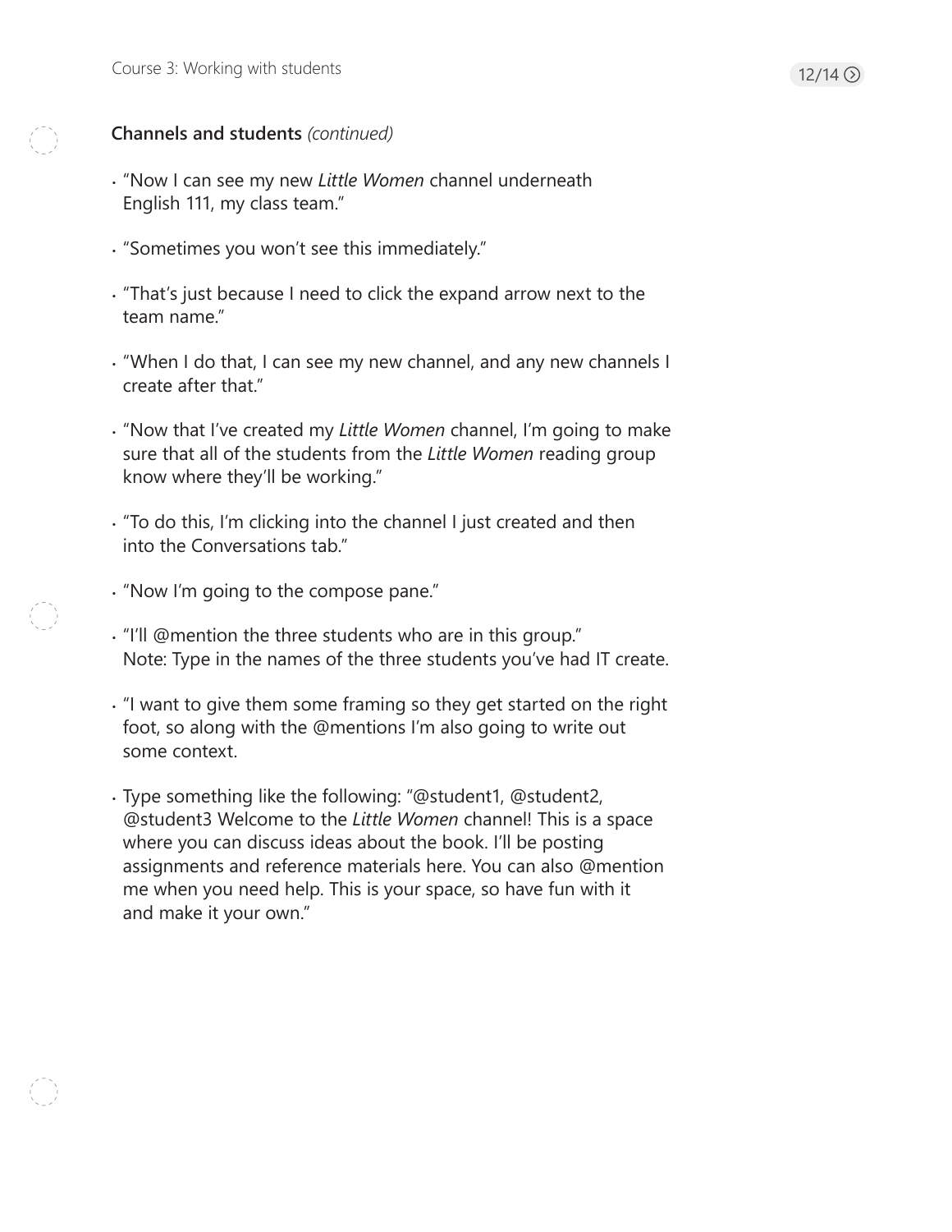**Channels and students** *(continued)*

- "Now I can see my new *Little Women* channel underneath English 111, my class team."
- "Sometimes you won't see this immediately."
- "That's just because I need to click the expand arrow next to the team name."
- "When I do that, I can see my new channel, and any new channels I create after that."
- "Now that I've created my *Little Women* channel, I'm going to make sure that all of the students from the *Little Women* reading group know where they'll be working."
- "To do this, I'm clicking into the channel I just created and then into the Conversations tab."
- "Now I'm going to the compose pane."
- "I'll @mention the three students who are in this group."
  Note: Type in the names of the three students you've had IT create.
- "I want to give them some framing so they get started on the right foot, so along with the @mentions I'm also going to write out some context.
- Type something like the following: "@student1, @student2, @student3 Welcome to the *Little Women* channel! This is a space where you can discuss ideas about the book. I'll be posting assignments and reference materials here. You can also @mention me when you need help. This is your space, so have fun with it and make it your own."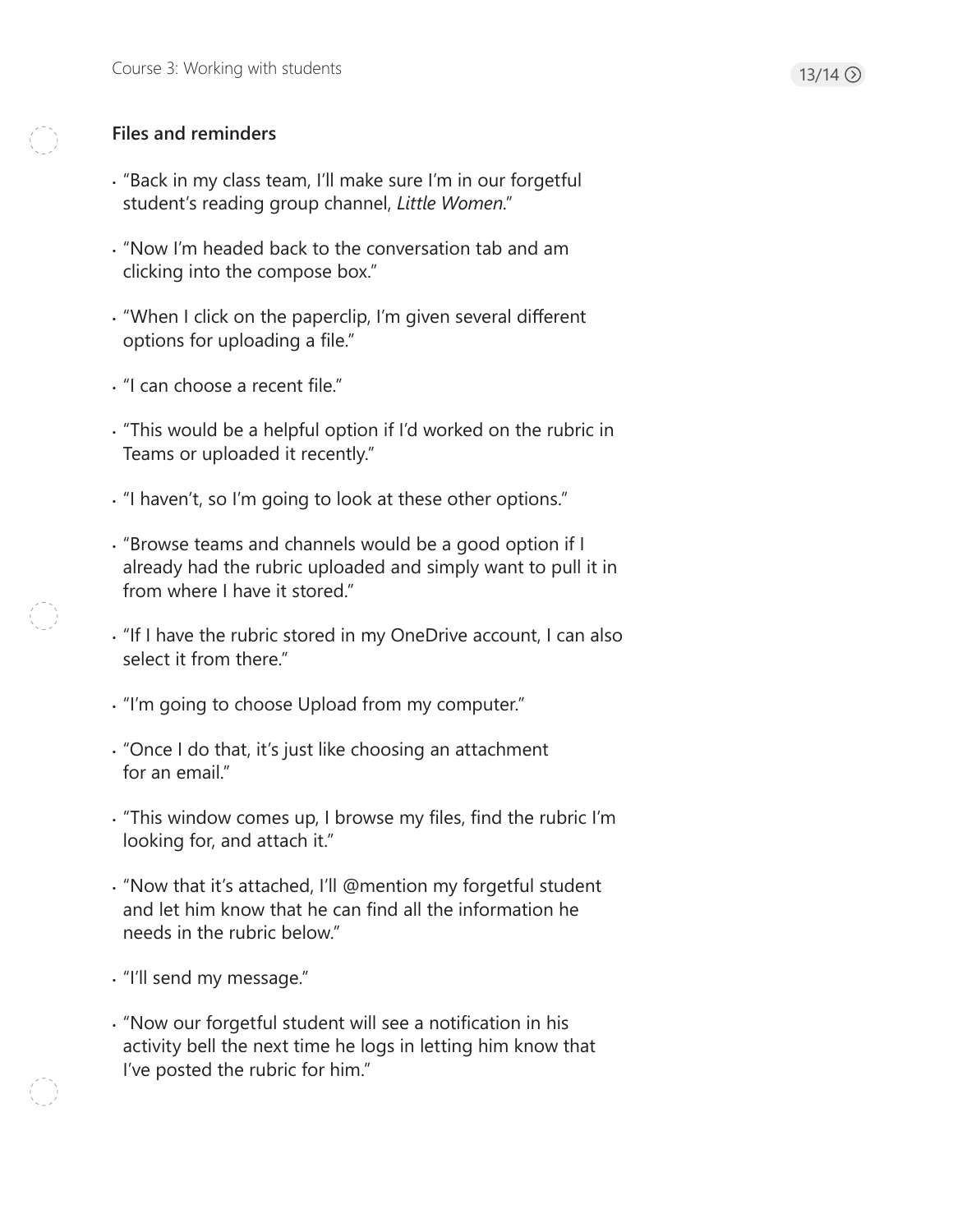### Files and reminders

- "Back in my class team, I'll make sure I'm in our forgetful student's reading group channel, *Little Women*."
- "Now I'm headed back to the conversation tab and am clicking into the compose box."
- "When I click on the paperclip, I'm given several different options for uploading a file."
- "I can choose a recent file."
- "This would be a helpful option if I'd worked on the rubric in Teams or uploaded it recently."
- "I haven't, so I'm going to look at these other options."
- "Browse teams and channels would be a good option if I already had the rubric uploaded and simply want to pull it in from where I have it stored."
- "If I have the rubric stored in my OneDrive account, I can also select it from there."
- "I'm going to choose Upload from my computer."
- "Once I do that, it's just like choosing an attachment for an email."
- "This window comes up, I browse my files, find the rubric I'm looking for, and attach it."
- "Now that it's attached, I'll @mention my forgetful student and let him know that he can find all the information he needs in the rubric below."
- "I'll send my message."
- "Now our forgetful student will see a notification in his activity bell the next time he logs in letting him know that I've posted the rubric for him."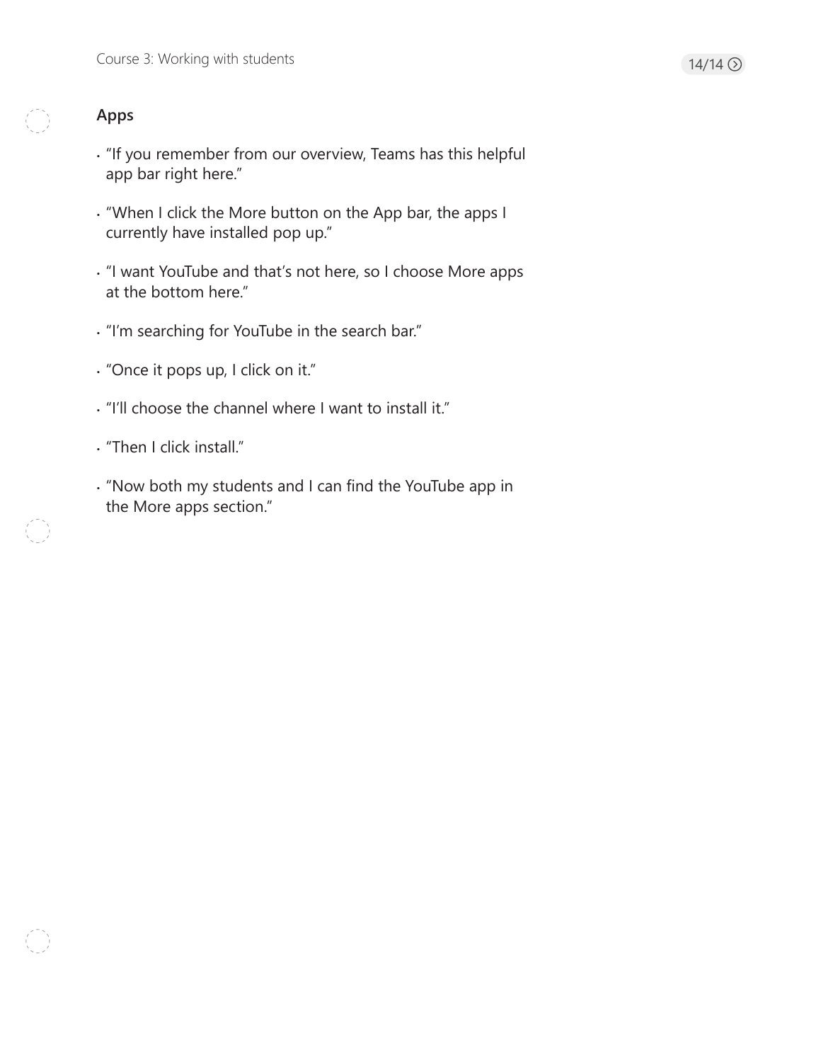## Apps

- "If you remember from our overview, Teams has this helpful app bar right here."
- "When I click the More button on the App bar, the apps I currently have installed pop up."
- "I want YouTube and that's not here, so I choose More apps at the bottom here."
- "I'm searching for YouTube in the search bar."
- "Once it pops up, I click on it."
- "I'll choose the channel where I want to install it."
- "Then I click install."
- "Now both my students and I can find the YouTube app in the More apps section."